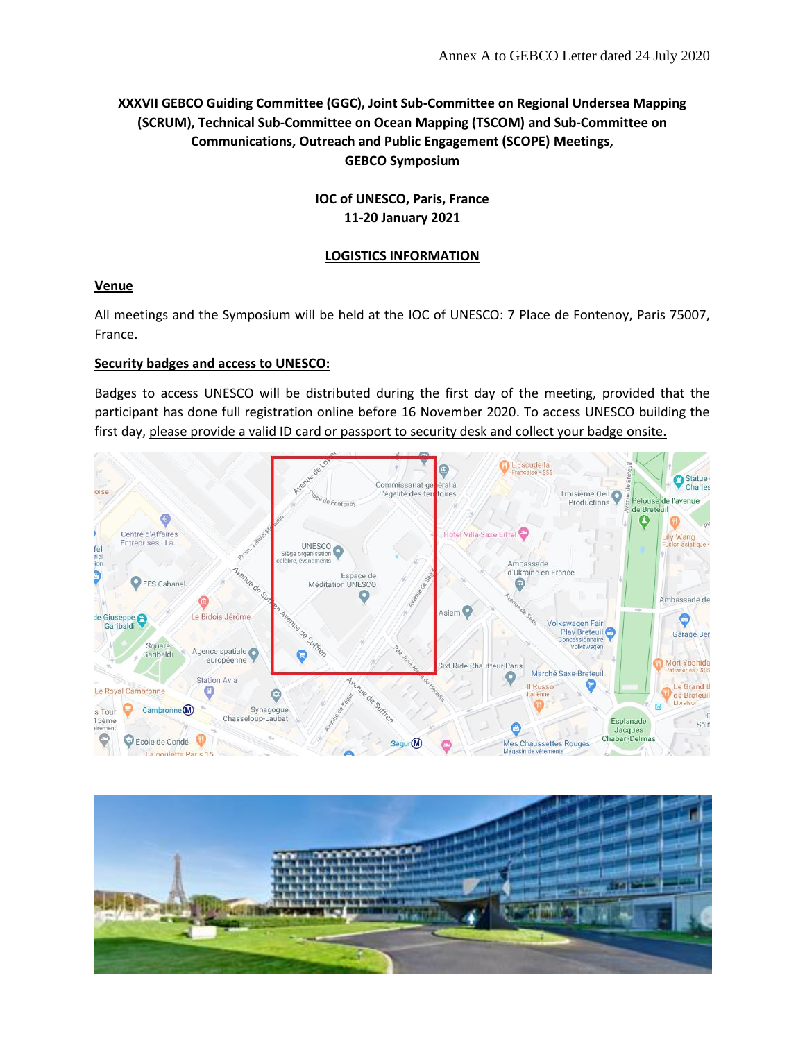Annex A to GEBCO Letter dated 24 July 2020

**XXXVII GEBCO Guiding Committee (GGC), Joint Sub-Committee on Regional Undersea Mapping (SCRUM), Technical Sub-Committee on Ocean Mapping (TSCOM) and Sub-Committee on Communications, Outreach and Public Engagement (SCOPE) Meetings, GEBCO Symposium**

**IOC of UNESCO, Paris, France**
**11-20 January 2021**

## LOGISTICS INFORMATION

### Venue

All meetings and the Symposium will be held at the IOC of UNESCO: 7 Place de Fontenoy, Paris 75007, France.

### Security badges and access to UNESCO:

Badges to access UNESCO will be distributed during the first day of the meeting, provided that the participant has done full registration online before 16 November 2020. To access UNESCO building the first day, please provide a valid ID card or passport to security desk and collect your badge onsite.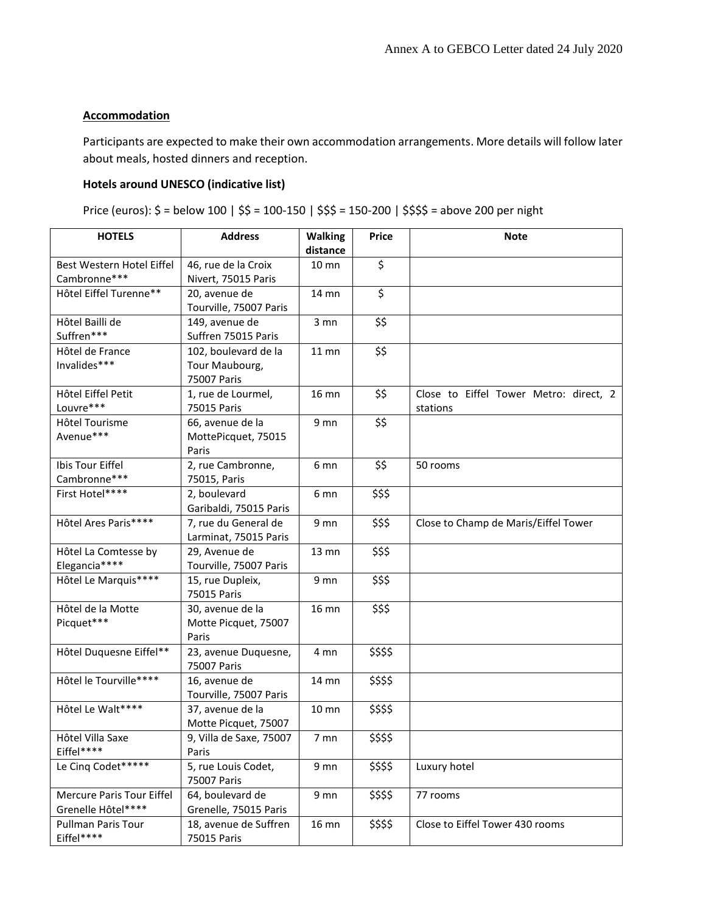Annex A to GEBCO Letter dated 24 July 2020

## Accommodation

Participants are expected to make their own accommodation arrangements. More details will follow later about meals, hosted dinners and reception.

### Hotels around UNESCO (indicative list)

Price (euros): $ = below 100 | $$ = 100-150 | $$$ = 150-200 | $$$$ = above 200 per night

| HOTELS | Address | Walking distance | Price | Note |
|---|---|---|---|---|
| Best Western Hotel Eiffel Cambronne*** | 46, rue de la Croix Nivert, 75015 Paris | 10 mn | $ | |
| Hôtel Eiffel Turenne** | 20, avenue de Tourville, 75007 Paris | 14 mn | $ | |
| Hôtel Bailli de Suffren*** | 149, avenue de Suffren 75015 Paris | 3 mn | $$ | |
| Hôtel de France Invalides*** | 102, boulevard de la Tour Maubourg, 75007 Paris | 11 mn | $$ | |
| Hôtel Eiffel Petit Louvre*** | 1, rue de Lourmel, 75015 Paris | 16 mn | $$ | Close to Eiffel Tower Metro: direct, 2 stations |
| Hôtel Tourisme Avenue*** | 66, avenue de la MottePicquet, 75015 Paris | 9 mn | $$ | |
| Ibis Tour Eiffel Cambronne*** | 2, rue Cambronne, 75015, Paris | 6 mn | $$ | 50 rooms |
| First Hotel**** | 2, boulevard Garibaldi, 75015 Paris | 6 mn | $$$ | |
| Hôtel Ares Paris**** | 7, rue du General de Larminat, 75015 Paris | 9 mn | $$$ | Close to Champ de Maris/Eiffel Tower |
| Hôtel La Comtesse by Elegancia**** | 29, Avenue de Tourville, 75007 Paris | 13 mn | $$$ | |
| Hôtel Le Marquis**** | 15, rue Dupleix, 75015 Paris | 9 mn | $$$ | |
| Hôtel de la Motte Picquet*** | 30, avenue de la Motte Picquet, 75007 Paris | 16 mn | $$$ | |
| Hôtel Duquesne Eiffel** | 23, avenue Duquesne, 75007 Paris | 4 mn | $$$$ | |
| Hôtel le Tourville**** | 16, avenue de Tourville, 75007 Paris | 14 mn | $$$$ | |
| Hôtel Le Walt**** | 37, avenue de la Motte Picquet, 75007 | 10 mn | $$$$ | |
| Hôtel Villa Saxe Eiffel**** | 9, Villa de Saxe, 75007 Paris | 7 mn | $$$$ | |
| Le Cinq Codet***** | 5, rue Louis Codet, 75007 Paris | 9 mn | $$$$ | Luxury hotel |
| Mercure Paris Tour Eiffel Grenelle Hôtel**** | 64, boulevard de Grenelle, 75015 Paris | 9 mn | $$$$ | 77 rooms |
| Pullman Paris Tour Eiffel**** | 18, avenue de Suffren 75015 Paris | 16 mn | $$$$ | Close to Eiffel Tower 430 rooms |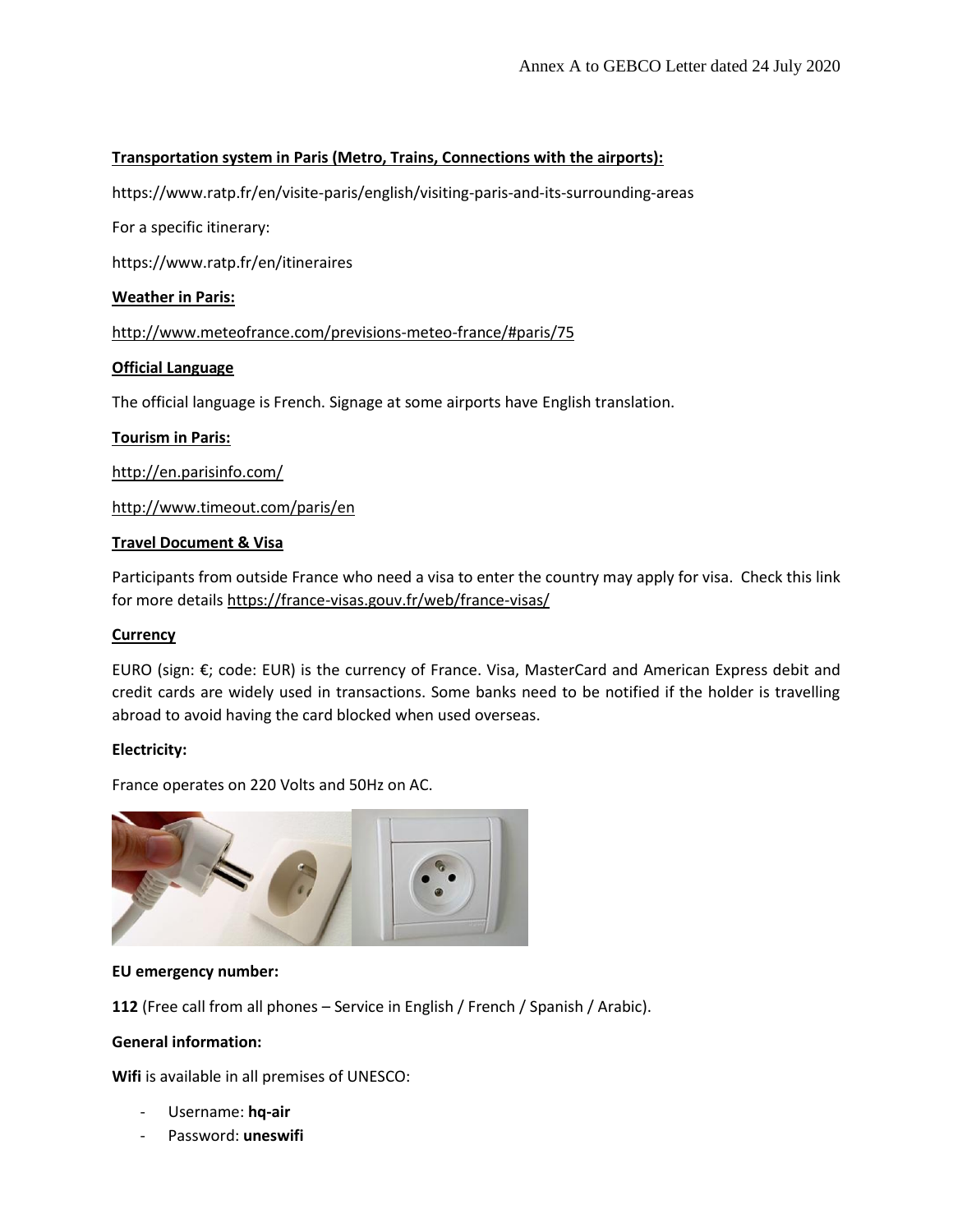**Transportation system in Paris (Metro, Trains, Connections with the airports):**

https://www.ratp.fr/en/visite-paris/english/visiting-paris-and-its-surrounding-areas

For a specific itinerary:

https://www.ratp.fr/en/itineraires

**Weather in Paris:**

http://www.meteofrance.com/previsions-meteo-france/#paris/75

**Official Language**

The official language is French. Signage at some airports have English translation.

**Tourism in Paris:**

http://en.parisinfo.com/

http://www.timeout.com/paris/en

**Travel Document & Visa**

Participants from outside France who need a visa to enter the country may apply for visa. Check this link for more details https://france-visas.gouv.fr/web/france-visas/

**Currency**

EURO (sign: €; code: EUR) is the currency of France. Visa, MasterCard and American Express debit and credit cards are widely used in transactions. Some banks need to be notified if the holder is travelling abroad to avoid having the card blocked when used overseas.

**Electricity:**

France operates on 220 Volts and 50Hz on AC.

**EU emergency number:**

**112** (Free call from all phones – Service in English / French / Spanish / Arabic).

**General information:**

**Wifi** is available in all premises of UNESCO:

- Username: **hq-air**
- Password: **uneswifi**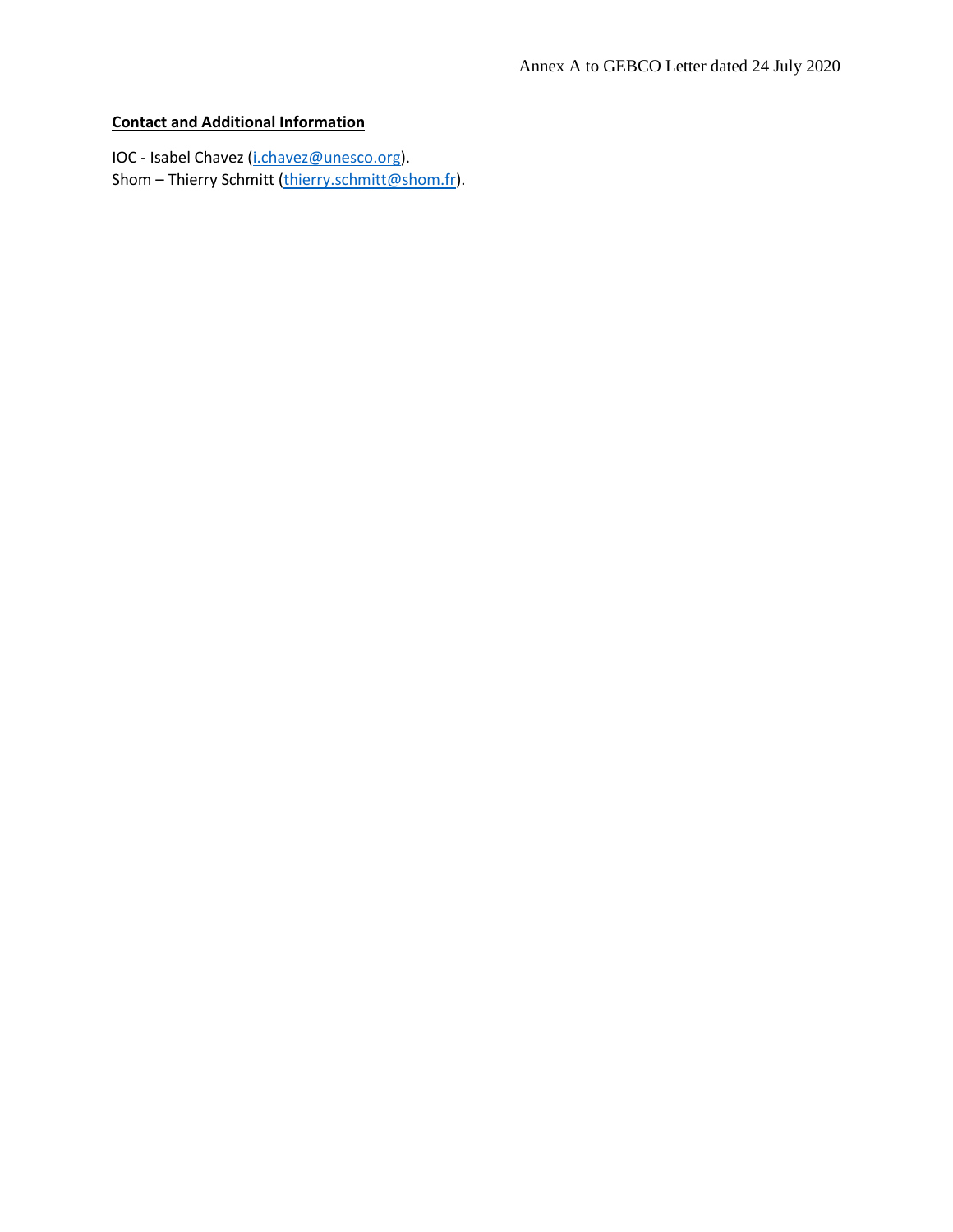Annex A to GEBCO Letter dated 24 July 2020

**Contact and Additional Information**

IOC - Isabel Chavez (i.chavez@unesco.org).
Shom – Thierry Schmitt (thierry.schmitt@shom.fr).